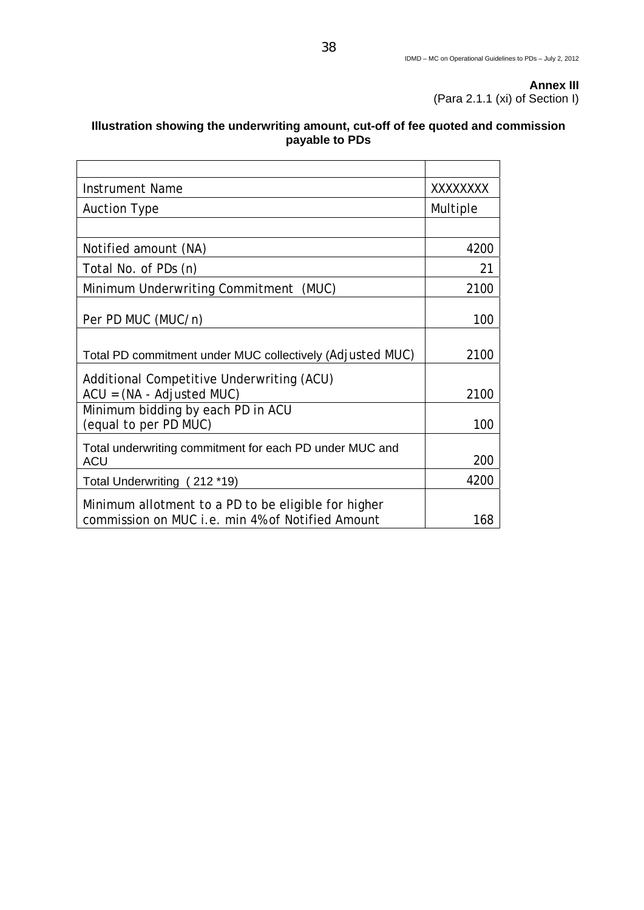**Annex III**
(Para 2.1.1 (xi) of Section I)

**Illustration showing the underwriting amount, cut-off of fee quoted and commission payable to PDs**

| | |
|---|---|
| Instrument Name | XXXXXXXX |
| Auction Type | Multiple |
| | |
| Notified amount (NA) | 4200 |
| Total No. of PDs (n) | 21 |
| Minimum Underwriting Commitment (MUC) | 2100 |
| Per PD MUC (MUC/n) | 100 |
| Total PD commitment under MUC collectively (Adjusted MUC) | 2100 |
| Additional Competitive Underwriting (ACU)<br>ACU = (NA - Adjusted MUC) | 2100 |
| Minimum bidding by each PD in ACU<br>(equal to per PD MUC) | 100 |
| Total underwriting commitment for each PD under MUC and ACU | 200 |
| Total Underwriting ( 212 *19) | 4200 |
| Minimum allotment to a PD to be eligible for higher commission on MUC i.e. min 4% of Notified Amount | 168 |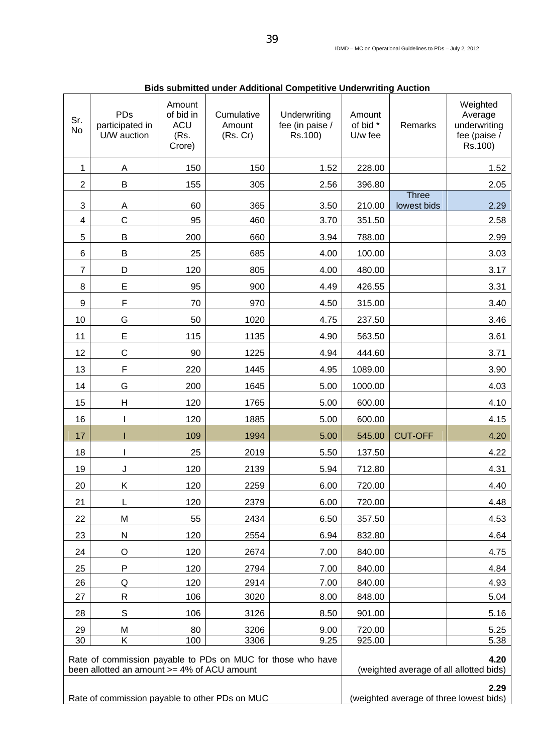**Bids submitted under Additional Competitive Underwriting Auction**

| Sr. No | PDs participated in U/W auction | Amount of bid in ACU (Rs. Crore) | Cumulative Amount (Rs. Cr) | Underwriting fee (in paise / Rs.100) | Amount of bid * U/w fee | Remarks | Weighted Average underwriting fee (paise / Rs.100) |
|---|---|---|---|---|---|---|---|
| 1 | A | 150 | 150 | 1.52 | 228.00 | | 1.52 |
| 2 | B | 155 | 305 | 2.56 | 396.80 | | 2.05 |
| 3 | A | 60 | 365 | 3.50 | 210.00 | Three lowest bids | 2.29 |
| 4 | C | 95 | 460 | 3.70 | 351.50 | | 2.58 |
| 5 | B | 200 | 660 | 3.94 | 788.00 | | 2.99 |
| 6 | B | 25 | 685 | 4.00 | 100.00 | | 3.03 |
| 7 | D | 120 | 805 | 4.00 | 480.00 | | 3.17 |
| 8 | E | 95 | 900 | 4.49 | 426.55 | | 3.31 |
| 9 | F | 70 | 970 | 4.50 | 315.00 | | 3.40 |
| 10 | G | 50 | 1020 | 4.75 | 237.50 | | 3.46 |
| 11 | E | 115 | 1135 | 4.90 | 563.50 | | 3.61 |
| 12 | C | 90 | 1225 | 4.94 | 444.60 | | 3.71 |
| 13 | F | 220 | 1445 | 4.95 | 1089.00 | | 3.90 |
| 14 | G | 200 | 1645 | 5.00 | 1000.00 | | 4.03 |
| 15 | H | 120 | 1765 | 5.00 | 600.00 | | 4.10 |
| 16 | I | 120 | 1885 | 5.00 | 600.00 | | 4.15 |
| 17 | I | 109 | 1994 | 5.00 | 545.00 | CUT-OFF | 4.20 |
| 18 | I | 25 | 2019 | 5.50 | 137.50 | | 4.22 |
| 19 | J | 120 | 2139 | 5.94 | 712.80 | | 4.31 |
| 20 | K | 120 | 2259 | 6.00 | 720.00 | | 4.40 |
| 21 | L | 120 | 2379 | 6.00 | 720.00 | | 4.48 |
| 22 | M | 55 | 2434 | 6.50 | 357.50 | | 4.53 |
| 23 | N | 120 | 2554 | 6.94 | 832.80 | | 4.64 |
| 24 | O | 120 | 2674 | 7.00 | 840.00 | | 4.75 |
| 25 | P | 120 | 2794 | 7.00 | 840.00 | | 4.84 |
| 26 | Q | 120 | 2914 | 7.00 | 840.00 | | 4.93 |
| 27 | R | 106 | 3020 | 8.00 | 848.00 | | 5.04 |
| 28 | S | 106 | 3126 | 8.50 | 901.00 | | 5.16 |
| 29 | M | 80 | 3206 | 9.00 | 720.00 | | 5.25 |
| 30 | K | 100 | 3306 | 9.25 | 925.00 | | 5.38 |
| Rate of commission payable to PDs on MUC for those who have been allotted an amount >= 4% of ACU amount | | | | | **4.20** (weighted average of all allotted bids) | | |
| Rate of commission payable to other PDs on MUC | | | | | **2.29** (weighted average of three lowest bids) | | |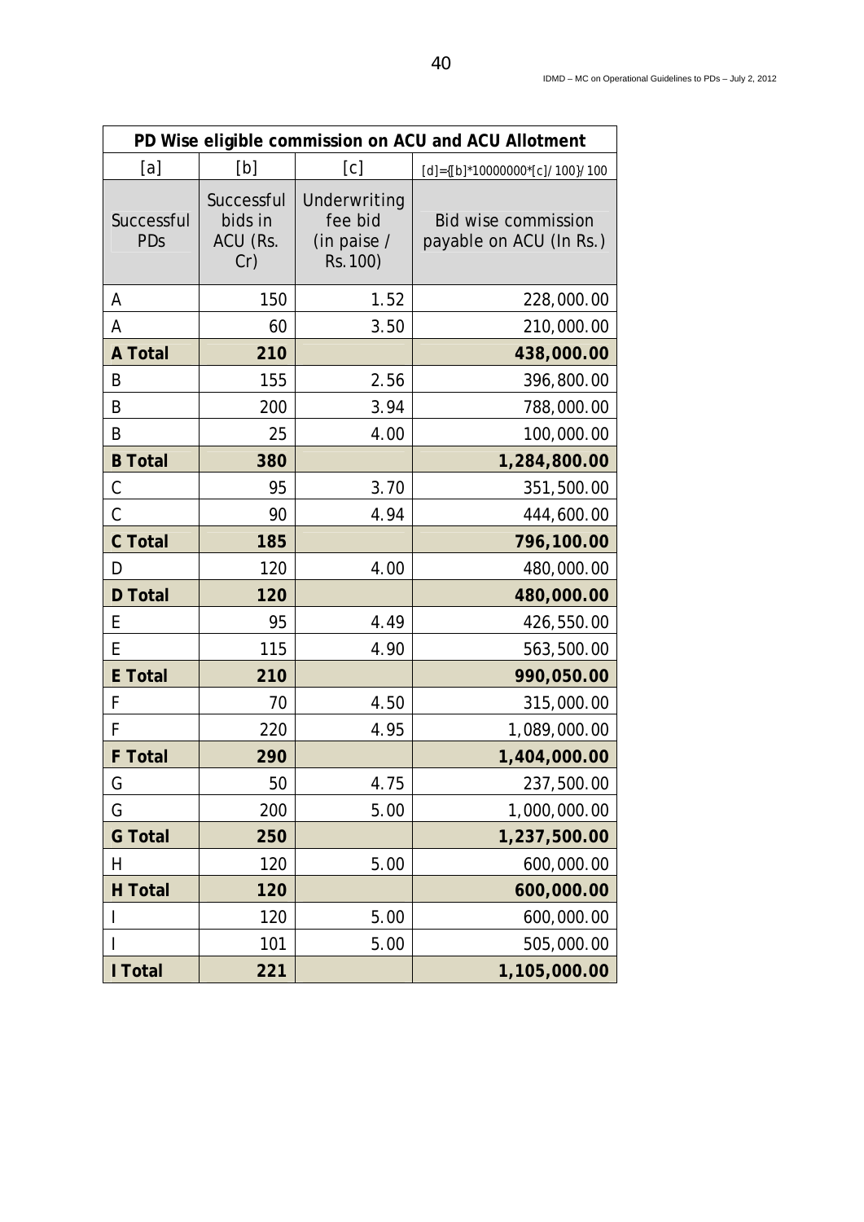| PD Wise eligible commission on ACU and ACU Allotment | | | |
|---|---|---|---|
| [a] | [b] | [c] | [d]={[b]*10000000*[c]/100}/100 |
| Successful PDs | Successful bids in ACU (Rs. Cr) | Underwriting fee bid (in paise / Rs.100) | Bid wise commission payable on ACU (In Rs.) |
| A | 150 | 1.52 | 228,000.00 |
| A | 60 | 3.50 | 210,000.00 |
| **A Total** | **210** | | **438,000.00** |
| B | 155 | 2.56 | 396,800.00 |
| B | 200 | 3.94 | 788,000.00 |
| B | 25 | 4.00 | 100,000.00 |
| **B Total** | **380** | | **1,284,800.00** |
| C | 95 | 3.70 | 351,500.00 |
| C | 90 | 4.94 | 444,600.00 |
| **C Total** | **185** | | **796,100.00** |
| D | 120 | 4.00 | 480,000.00 |
| **D Total** | **120** | | **480,000.00** |
| E | 95 | 4.49 | 426,550.00 |
| E | 115 | 4.90 | 563,500.00 |
| **E Total** | **210** | | **990,050.00** |
| F | 70 | 4.50 | 315,000.00 |
| F | 220 | 4.95 | 1,089,000.00 |
| **F Total** | **290** | | **1,404,000.00** |
| G | 50 | 4.75 | 237,500.00 |
| G | 200 | 5.00 | 1,000,000.00 |
| **G Total** | **250** | | **1,237,500.00** |
| H | 120 | 5.00 | 600,000.00 |
| **H Total** | **120** | | **600,000.00** |
| I | 120 | 5.00 | 600,000.00 |
| I | 101 | 5.00 | 505,000.00 |
| **I Total** | **221** | | **1,105,000.00** |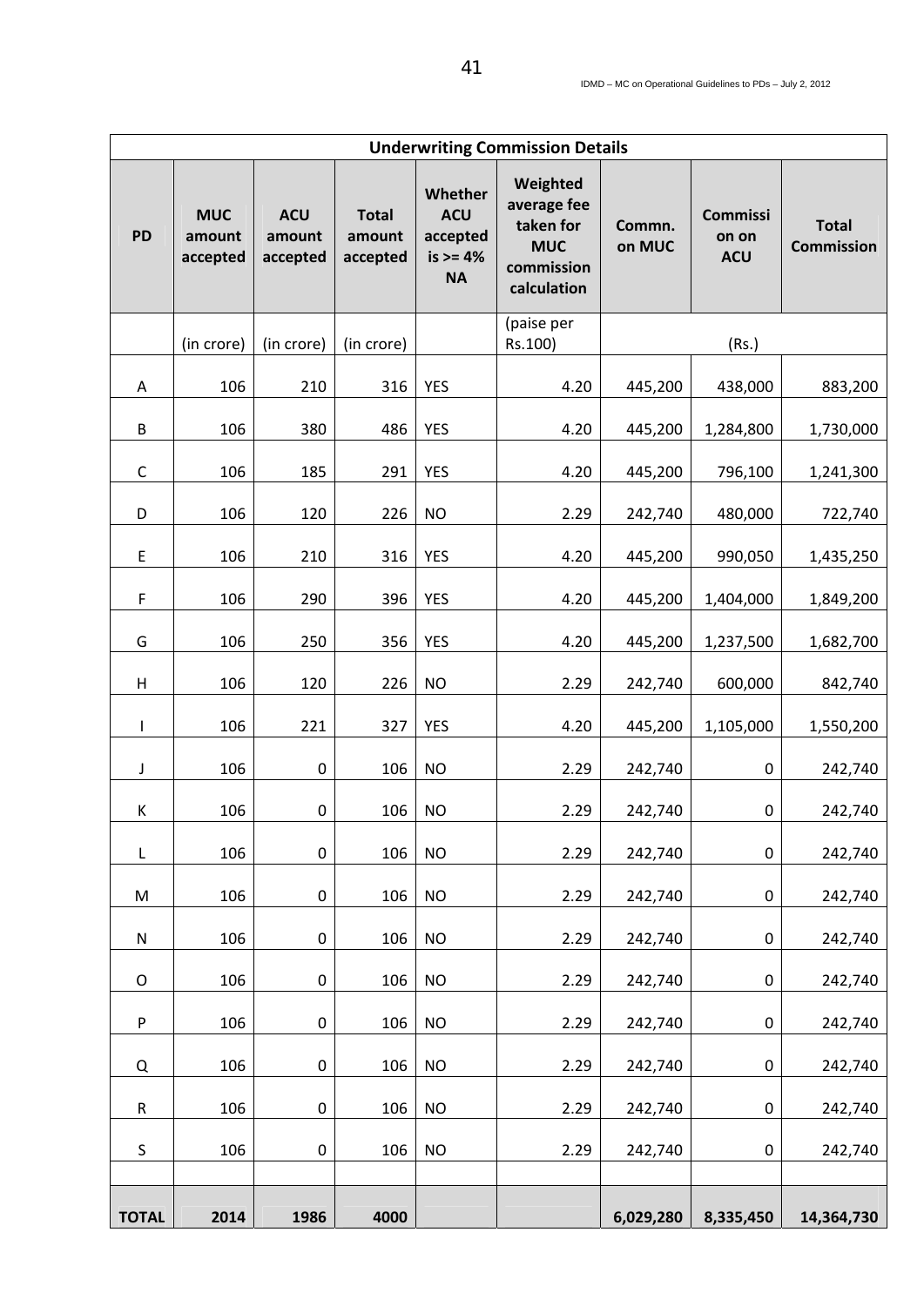| Underwriting Commission Details | | | | | | | | |
|---|---|---|---|---|---|---|---|---|
| **PD** | **MUC amount accepted** | **ACU amount accepted** | **Total amount accepted** | **Whether ACU accepted is >= 4% NA** | **Weighted average fee taken for MUC commission calculation** | **Commn. on MUC** | **Commission on ACU** | **Total Commission** |
| | (in crore) | (in crore) | (in crore) | | (paise per Rs.100) | (Rs.) | | |
| A | 106 | 210 | 316 | YES | 4.20 | 445,200 | 438,000 | 883,200 |
| B | 106 | 380 | 486 | YES | 4.20 | 445,200 | 1,284,800 | 1,730,000 |
| C | 106 | 185 | 291 | YES | 4.20 | 445,200 | 796,100 | 1,241,300 |
| D | 106 | 120 | 226 | NO | 2.29 | 242,740 | 480,000 | 722,740 |
| E | 106 | 210 | 316 | YES | 4.20 | 445,200 | 990,050 | 1,435,250 |
| F | 106 | 290 | 396 | YES | 4.20 | 445,200 | 1,404,000 | 1,849,200 |
| G | 106 | 250 | 356 | YES | 4.20 | 445,200 | 1,237,500 | 1,682,700 |
| H | 106 | 120 | 226 | NO | 2.29 | 242,740 | 600,000 | 842,740 |
| I | 106 | 221 | 327 | YES | 4.20 | 445,200 | 1,105,000 | 1,550,200 |
| J | 106 | 0 | 106 | NO | 2.29 | 242,740 | 0 | 242,740 |
| K | 106 | 0 | 106 | NO | 2.29 | 242,740 | 0 | 242,740 |
| L | 106 | 0 | 106 | NO | 2.29 | 242,740 | 0 | 242,740 |
| M | 106 | 0 | 106 | NO | 2.29 | 242,740 | 0 | 242,740 |
| N | 106 | 0 | 106 | NO | 2.29 | 242,740 | 0 | 242,740 |
| O | 106 | 0 | 106 | NO | 2.29 | 242,740 | 0 | 242,740 |
| P | 106 | 0 | 106 | NO | 2.29 | 242,740 | 0 | 242,740 |
| Q | 106 | 0 | 106 | NO | 2.29 | 242,740 | 0 | 242,740 |
| R | 106 | 0 | 106 | NO | 2.29 | 242,740 | 0 | 242,740 |
| S | 106 | 0 | 106 | NO | 2.29 | 242,740 | 0 | 242,740 |
| | | | | | | | | |
| **TOTAL** | **2014** | **1986** | **4000** | | | **6,029,280** | **8,335,450** | **14,364,730** |